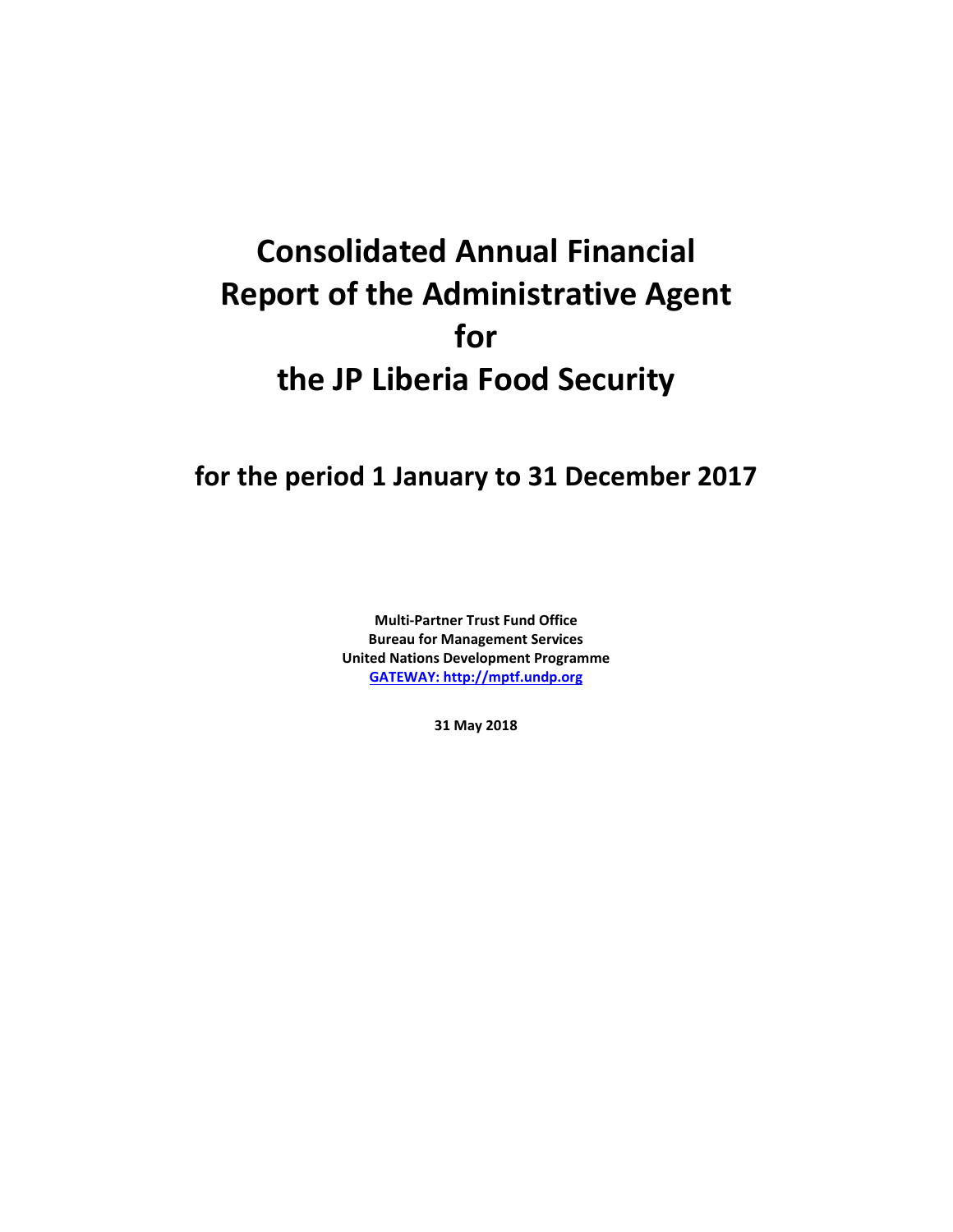# Consolidated Annual Financial Report of the Administrative Agent for the JP Liberia Food Security

## for the period 1 January to 31 December 2017

**Multi-Partner Trust Fund Office**
**Bureau for Management Services**
**United Nations Development Programme**
**[GATEWAY: http://mptf.undp.org](http://mptf.undp.org)**

**31 May 2018**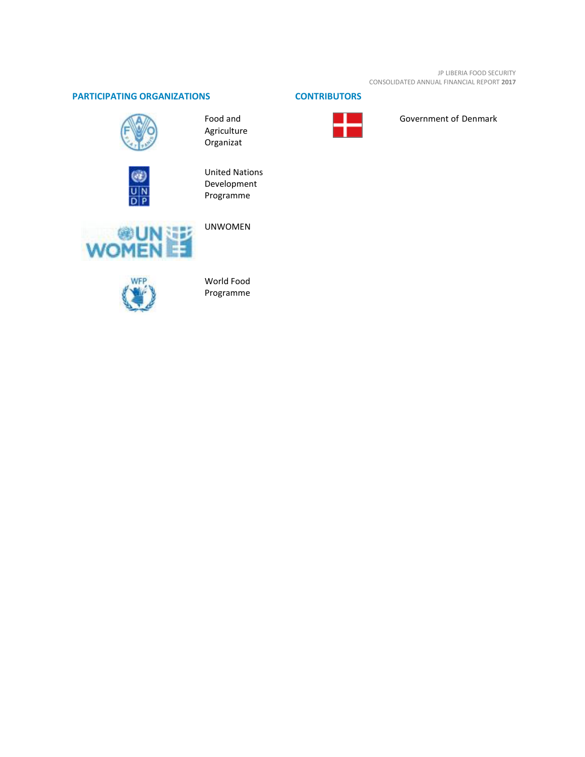## PARTICIPATING ORGANIZATIONS

Food and Agriculture Organizat

United Nations Development Programme

UNWOMEN

World Food Programme

## CONTRIBUTORS

Government of Denmark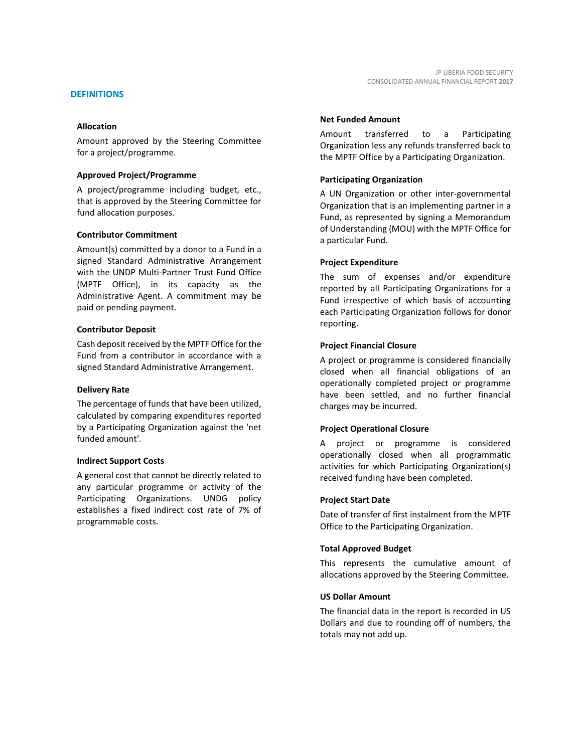## DEFINITIONS

### Allocation

Amount approved by the Steering Committee for a project/programme.

### Approved Project/Programme

A project/programme including budget, etc., that is approved by the Steering Committee for fund allocation purposes.

### Contributor Commitment

Amount(s) committed by a donor to a Fund in a signed Standard Administrative Arrangement with the UNDP Multi-Partner Trust Fund Office (MPTF Office), in its capacity as the Administrative Agent. A commitment may be paid or pending payment.

### Contributor Deposit

Cash deposit received by the MPTF Office for the Fund from a contributor in accordance with a signed Standard Administrative Arrangement.

### Delivery Rate

The percentage of funds that have been utilized, calculated by comparing expenditures reported by a Participating Organization against the 'net funded amount'.

### Indirect Support Costs

A general cost that cannot be directly related to any particular programme or activity of the Participating Organizations. UNDG policy establishes a fixed indirect cost rate of 7% of programmable costs.

### Net Funded Amount

Amount transferred to a Participating Organization less any refunds transferred back to the MPTF Office by a Participating Organization.

### Participating Organization

A UN Organization or other inter-governmental Organization that is an implementing partner in a Fund, as represented by signing a Memorandum of Understanding (MOU) with the MPTF Office for a particular Fund.

### Project Expenditure

The sum of expenses and/or expenditure reported by all Participating Organizations for a Fund irrespective of which basis of accounting each Participating Organization follows for donor reporting.

### Project Financial Closure

A project or programme is considered financially closed when all financial obligations of an operationally completed project or programme have been settled, and no further financial charges may be incurred.

### Project Operational Closure

A project or programme is considered operationally closed when all programmatic activities for which Participating Organization(s) received funding have been completed.

### Project Start Date

Date of transfer of first instalment from the MPTF Office to the Participating Organization.

### Total Approved Budget

This represents the cumulative amount of allocations approved by the Steering Committee.

### US Dollar Amount

The financial data in the report is recorded in US Dollars and due to rounding off of numbers, the totals may not add up.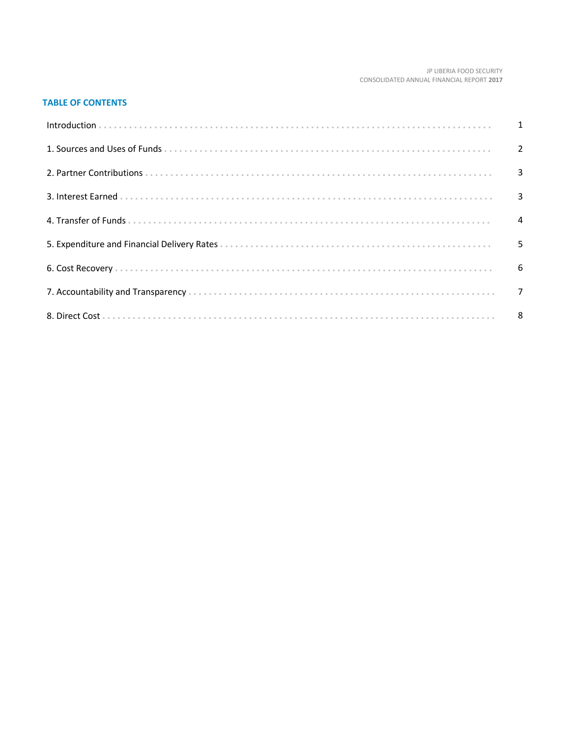## TABLE OF CONTENTS

| | |
|---|---|
| Introduction | 1 |
| 1. Sources and Uses of Funds | 2 |
| 2. Partner Contributions | 3 |
| 3. Interest Earned | 3 |
| 4. Transfer of Funds | 4 |
| 5. Expenditure and Financial Delivery Rates | 5 |
| 6. Cost Recovery | 6 |
| 7. Accountability and Transparency | 7 |
| 8. Direct Cost | 8 |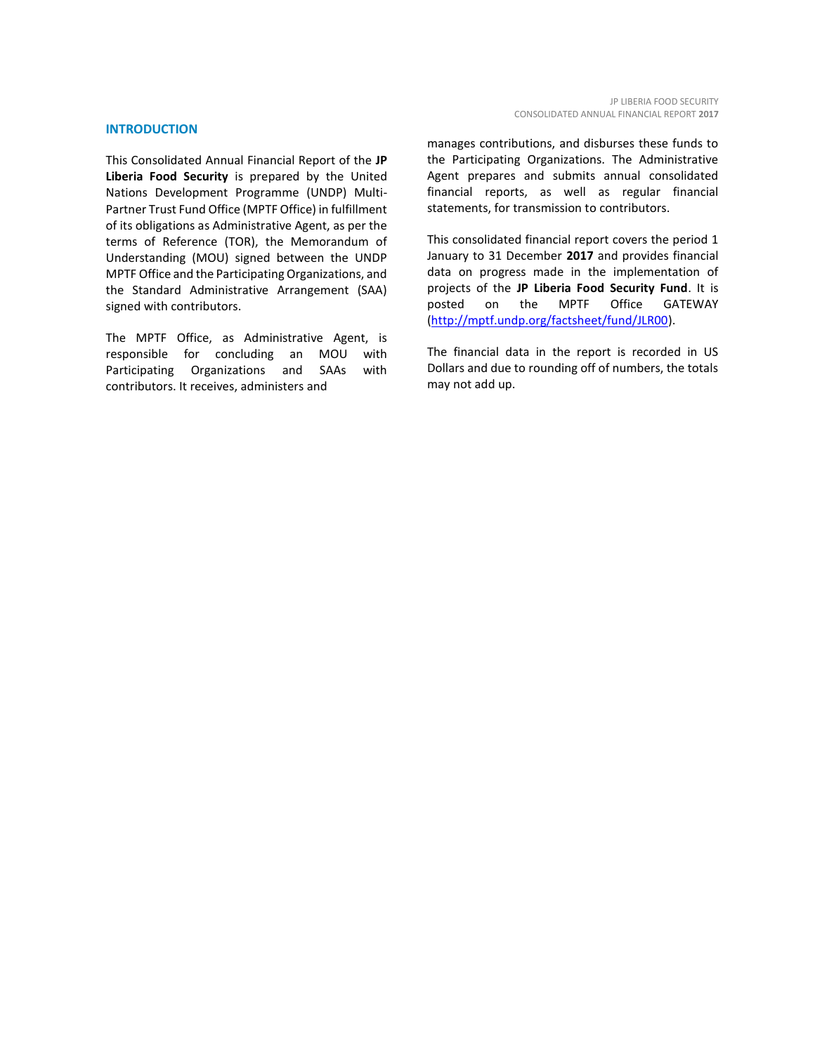## INTRODUCTION

This Consolidated Annual Financial Report of the **JP Liberia Food Security** is prepared by the United Nations Development Programme (UNDP) Multi-Partner Trust Fund Office (MPTF Office) in fulfillment of its obligations as Administrative Agent, as per the terms of Reference (TOR), the Memorandum of Understanding (MOU) signed between the UNDP MPTF Office and the Participating Organizations, and the Standard Administrative Arrangement (SAA) signed with contributors.

The MPTF Office, as Administrative Agent, is responsible for concluding an MOU with Participating Organizations and SAAs with contributors. It receives, administers and manages contributions, and disburses these funds to the Participating Organizations. The Administrative Agent prepares and submits annual consolidated financial reports, as well as regular financial statements, for transmission to contributors.

This consolidated financial report covers the period 1 January to 31 December **2017** and provides financial data on progress made in the implementation of projects of the **JP Liberia Food Security Fund**. It is posted on the MPTF Office GATEWAY (http://mptf.undp.org/factsheet/fund/JLR00).

The financial data in the report is recorded in US Dollars and due to rounding off of numbers, the totals may not add up.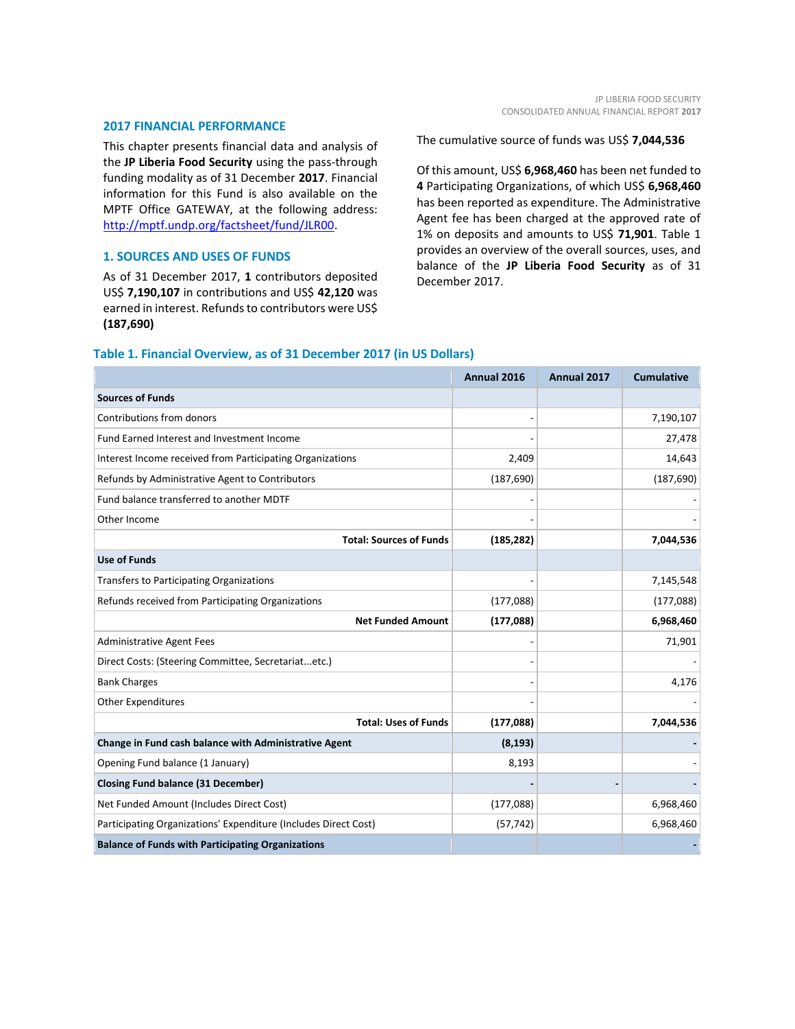## 2017 FINANCIAL PERFORMANCE

This chapter presents financial data and analysis of the **JP Liberia Food Security** using the pass-through funding modality as of 31 December **2017**. Financial information for this Fund is also available on the MPTF Office GATEWAY, at the following address: http://mptf.undp.org/factsheet/fund/JLR00.

### 1. SOURCES AND USES OF FUNDS

As of 31 December 2017, **1** contributors deposited US$ **7,190,107** in contributions and US$ **42,120** was earned in interest. Refunds to contributors were US$ **(187,690)**

The cumulative source of funds was US$ **7,044,536**

Of this amount, US$ **6,968,460** has been net funded to **4** Participating Organizations, of which US$ **6,968,460** has been reported as expenditure. The Administrative Agent fee has been charged at the approved rate of 1% on deposits and amounts to US$ **71,901**. Table 1 provides an overview of the overall sources, uses, and balance of the **JP Liberia Food Security** as of 31 December 2017.

**Table 1. Financial Overview, as of 31 December 2017 (in US Dollars)**

| | Annual 2016 | Annual 2017 | Cumulative |
|---|---|---|---|
| **Sources of Funds** | | | |
| Contributions from donors | - | | 7,190,107 |
| Fund Earned Interest and Investment Income | - | | 27,478 |
| Interest Income received from Participating Organizations | 2,409 | | 14,643 |
| Refunds by Administrative Agent to Contributors | (187,690) | | (187,690) |
| Fund balance transferred to another MDTF | - | | - |
| Other Income | - | | - |
| **Total: Sources of Funds** | **(185,282)** | | **7,044,536** |
| **Use of Funds** | | | |
| Transfers to Participating Organizations | - | | 7,145,548 |
| Refunds received from Participating Organizations | (177,088) | | (177,088) |
| **Net Funded Amount** | **(177,088)** | | **6,968,460** |
| Administrative Agent Fees | - | | 71,901 |
| Direct Costs: (Steering Committee, Secretariat...etc.) | - | | - |
| Bank Charges | - | | 4,176 |
| Other Expenditures | - | | - |
| **Total: Uses of Funds** | **(177,088)** | | **7,044,536** |
| **Change in Fund cash balance with Administrative Agent** | **(8,193)** | | **-** |
| Opening Fund balance (1 January) | 8,193 | | - |
| **Closing Fund balance (31 December)** | **-** | **-** | **-** |
| Net Funded Amount (Includes Direct Cost) | (177,088) | | 6,968,460 |
| Participating Organizations' Expenditure (Includes Direct Cost) | (57,742) | | 6,968,460 |
| **Balance of Funds with Participating Organizations** | | | **-** |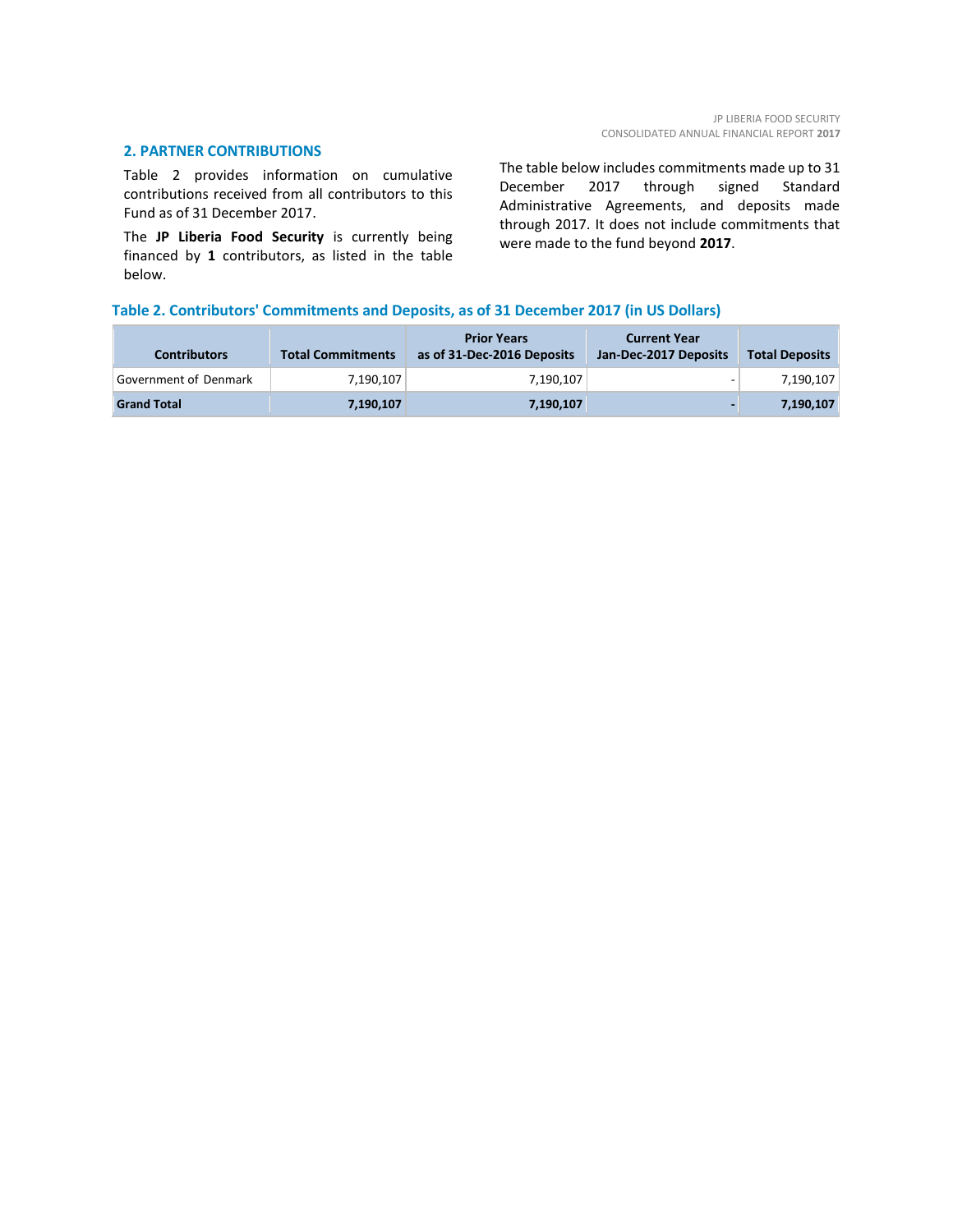## 2. PARTNER CONTRIBUTIONS

Table 2 provides information on cumulative contributions received from all contributors to this Fund as of 31 December 2017.

The **JP Liberia Food Security** is currently being financed by **1** contributors, as listed in the table below.

The table below includes commitments made up to 31 December 2017 through signed Standard Administrative Agreements, and deposits made through 2017. It does not include commitments that were made to the fund beyond **2017**.

### Table 2. Contributors' Commitments and Deposits, as of 31 December 2017 (in US Dollars)

| Contributors | Total Commitments | Prior Years as of 31-Dec-2016 Deposits | Current Year Jan-Dec-2017 Deposits | Total Deposits |
|---|---|---|---|---|
| Government of Denmark | 7,190,107 | 7,190,107 | - | 7,190,107 |
| **Grand Total** | **7,190,107** | **7,190,107** | **-** | **7,190,107** |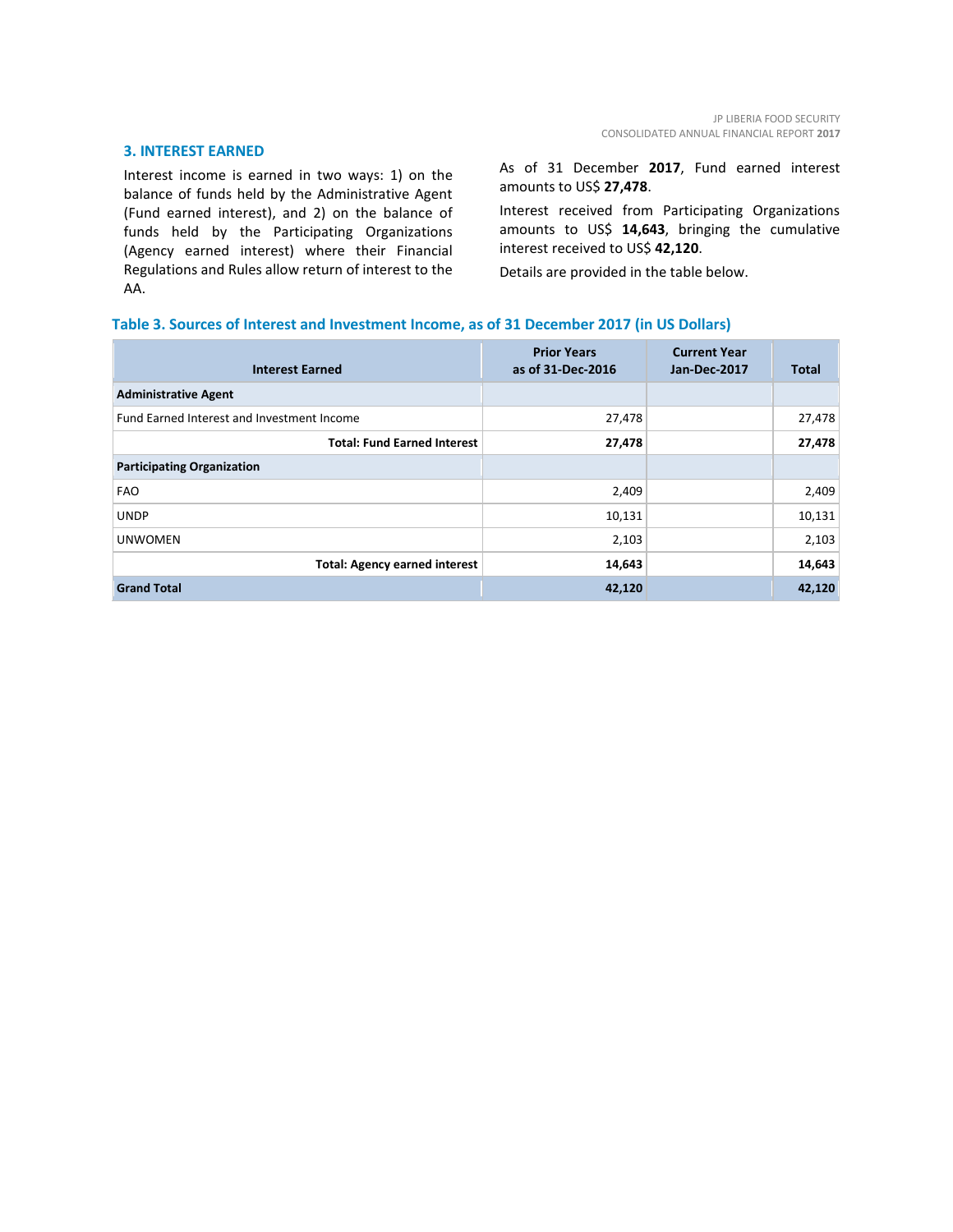## 3. INTEREST EARNED

Interest income is earned in two ways: 1) on the balance of funds held by the Administrative Agent (Fund earned interest), and 2) on the balance of funds held by the Participating Organizations (Agency earned interest) where their Financial Regulations and Rules allow return of interest to the AA.

As of 31 December **2017**, Fund earned interest amounts to US$ **27,478**.

Interest received from Participating Organizations amounts to US$ **14,643**, bringing the cumulative interest received to US$ **42,120**.

Details are provided in the table below.

**Table 3. Sources of Interest and Investment Income, as of 31 December 2017 (in US Dollars)**

| Interest Earned | Prior Years as of 31-Dec-2016 | Current Year Jan-Dec-2017 | Total |
|---|---|---|---|
| **Administrative Agent** | | | |
| Fund Earned Interest and Investment Income | 27,478 | | 27,478 |
| **Total: Fund Earned Interest** | **27,478** | | **27,478** |
| **Participating Organization** | | | |
| FAO | 2,409 | | 2,409 |
| UNDP | 10,131 | | 10,131 |
| UNWOMEN | 2,103 | | 2,103 |
| **Total: Agency earned interest** | **14,643** | | **14,643** |
| **Grand Total** | **42,120** | | **42,120** |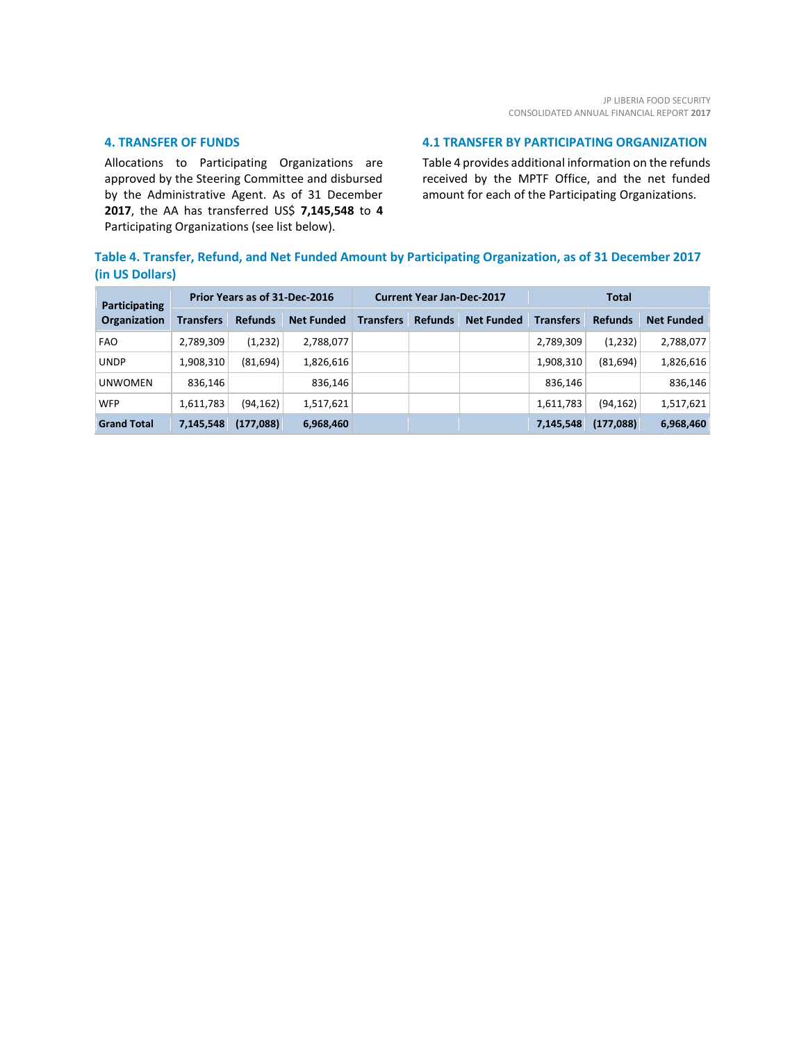## 4. TRANSFER OF FUNDS

Allocations to Participating Organizations are approved by the Steering Committee and disbursed by the Administrative Agent. As of 31 December **2017**, the AA has transferred US$ **7,145,548** to **4** Participating Organizations (see list below).

## 4.1 TRANSFER BY PARTICIPATING ORGANIZATION

Table 4 provides additional information on the refunds received by the MPTF Office, and the net funded amount for each of the Participating Organizations.

### Table 4. Transfer, Refund, and Net Funded Amount by Participating Organization, as of 31 December 2017 (in US Dollars)

| Participating Organization | Prior Years as of 31-Dec-2016 | | | Current Year Jan-Dec-2017 | | | Total | | |
|---|---|---|---|---|---|---|---|---|---|
| | Transfers | Refunds | Net Funded | Transfers | Refunds | Net Funded | Transfers | Refunds | Net Funded |
| FAO | 2,789,309 | (1,232) | 2,788,077 | | | | 2,789,309 | (1,232) | 2,788,077 |
| UNDP | 1,908,310 | (81,694) | 1,826,616 | | | | 1,908,310 | (81,694) | 1,826,616 |
| UNWOMEN | 836,146 | | 836,146 | | | | 836,146 | | 836,146 |
| WFP | 1,611,783 | (94,162) | 1,517,621 | | | | 1,611,783 | (94,162) | 1,517,621 |
| **Grand Total** | **7,145,548** | **(177,088)** | **6,968,460** | | | | **7,145,548** | **(177,088)** | **6,968,460** |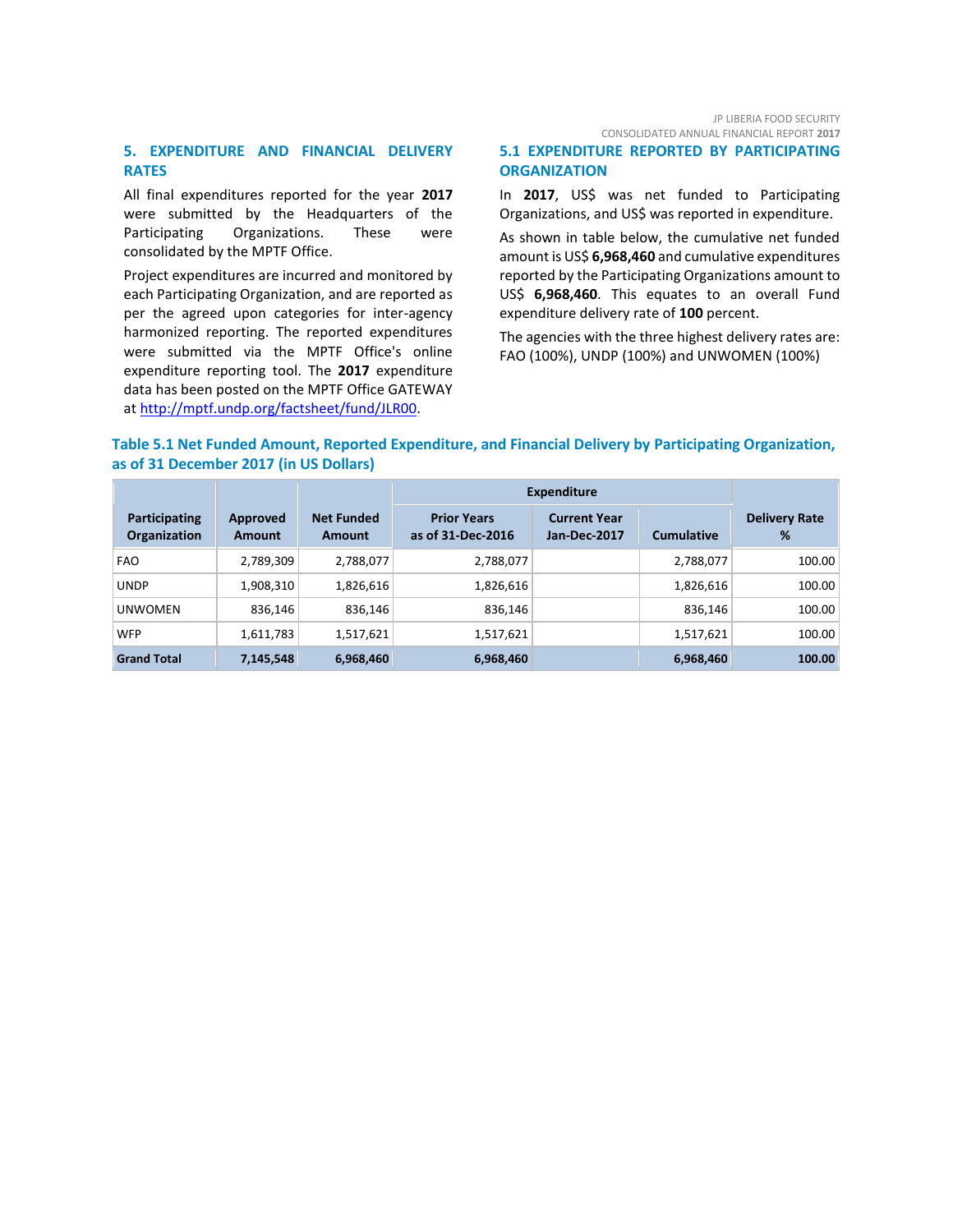## 5. EXPENDITURE AND FINANCIAL DELIVERY RATES

All final expenditures reported for the year **2017** were submitted by the Headquarters of the Participating Organizations. These were consolidated by the MPTF Office.

Project expenditures are incurred and monitored by each Participating Organization, and are reported as per the agreed upon categories for inter-agency harmonized reporting. The reported expenditures were submitted via the MPTF Office's online expenditure reporting tool. The **2017** expenditure data has been posted on the MPTF Office GATEWAY at http://mptf.undp.org/factsheet/fund/JLR00.

### 5.1 EXPENDITURE REPORTED BY PARTICIPATING ORGANIZATION

In **2017**, US$ was net funded to Participating Organizations, and US$ was reported in expenditure.

As shown in table below, the cumulative net funded amount is US$ **6,968,460** and cumulative expenditures reported by the Participating Organizations amount to US$ **6,968,460**. This equates to an overall Fund expenditure delivery rate of **100** percent.

The agencies with the three highest delivery rates are: FAO (100%), UNDP (100%) and UNWOMEN (100%)

**Table 5.1 Net Funded Amount, Reported Expenditure, and Financial Delivery by Participating Organization, as of 31 December 2017 (in US Dollars)**

| Participating Organization | Approved Amount | Net Funded Amount | Expenditure | | | Delivery Rate % |
|---|---|---|---|---|---|---|
| | | | Prior Years as of 31-Dec-2016 | Current Year Jan-Dec-2017 | Cumulative | |
| FAO | 2,789,309 | 2,788,077 | 2,788,077 | | 2,788,077 | 100.00 |
| UNDP | 1,908,310 | 1,826,616 | 1,826,616 | | 1,826,616 | 100.00 |
| UNWOMEN | 836,146 | 836,146 | 836,146 | | 836,146 | 100.00 |
| WFP | 1,611,783 | 1,517,621 | 1,517,621 | | 1,517,621 | 100.00 |
| **Grand Total** | **7,145,548** | **6,968,460** | **6,968,460** | | **6,968,460** | **100.00** |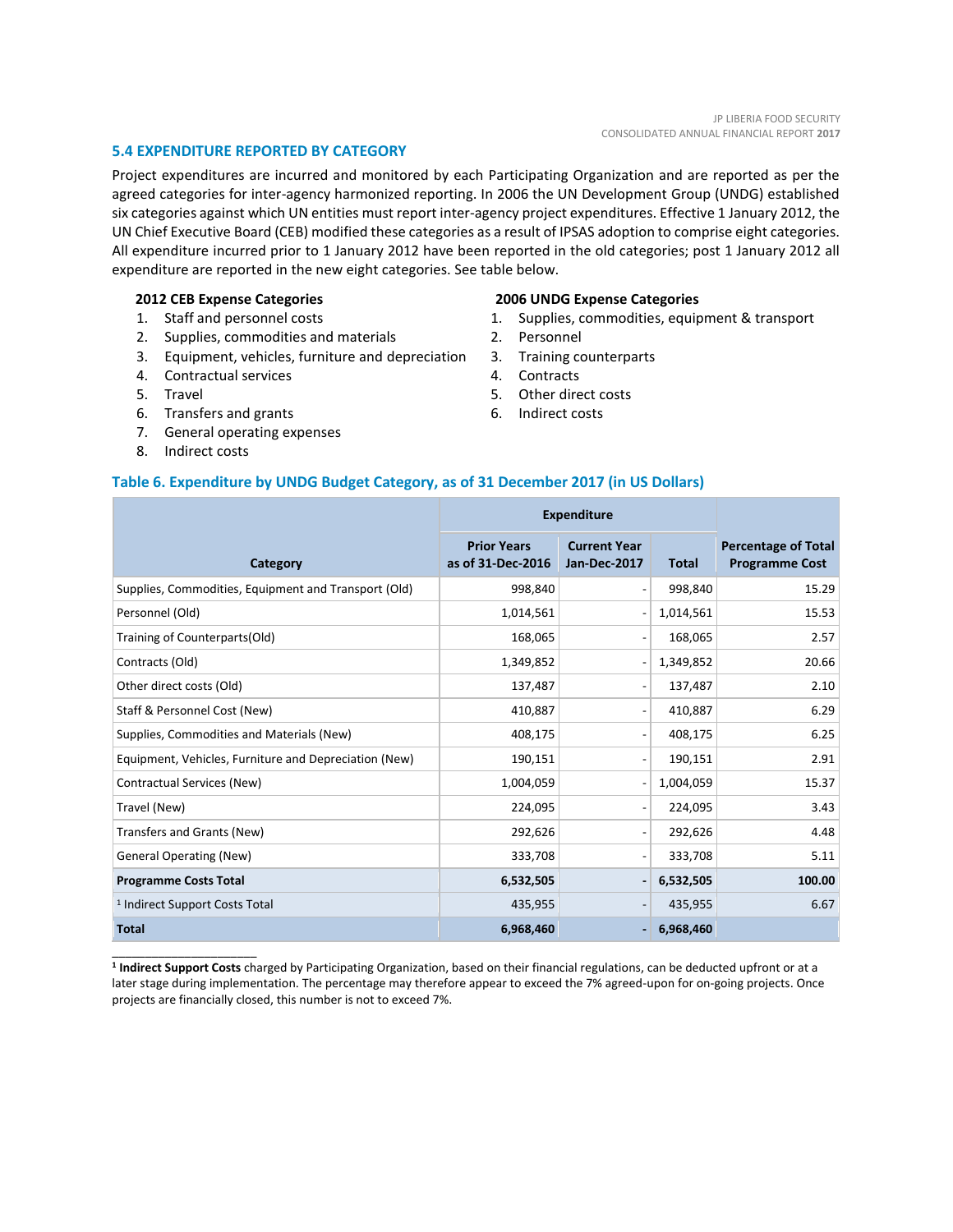### 5.4 EXPENDITURE REPORTED BY CATEGORY

Project expenditures are incurred and monitored by each Participating Organization and are reported as per the agreed categories for inter-agency harmonized reporting. In 2006 the UN Development Group (UNDG) established six categories against which UN entities must report inter-agency project expenditures. Effective 1 January 2012, the UN Chief Executive Board (CEB) modified these categories as a result of IPSAS adoption to comprise eight categories. All expenditure incurred prior to 1 January 2012 have been reported in the old categories; post 1 January 2012 all expenditure are reported in the new eight categories. See table below.

**2012 CEB Expense Categories**

1. Staff and personnel costs
2. Supplies, commodities and materials
3. Equipment, vehicles, furniture and depreciation
4. Contractual services
5. Travel
6. Transfers and grants
7. General operating expenses
8. Indirect costs

**2006 UNDG Expense Categories**

1. Supplies, commodities, equipment & transport
2. Personnel
3. Training counterparts
4. Contracts
5. Other direct costs
6. Indirect costs

#### Table 6. Expenditure by UNDG Budget Category, as of 31 December 2017 (in US Dollars)

| Category | Expenditure | | | Percentage of Total Programme Cost |
|---|---|---|---|---|
| | Prior Years as of 31-Dec-2016 | Current Year Jan-Dec-2017 | Total | |
| Supplies, Commodities, Equipment and Transport (Old) | 998,840 | - | 998,840 | 15.29 |
| Personnel (Old) | 1,014,561 | - | 1,014,561 | 15.53 |
| Training of Counterparts(Old) | 168,065 | - | 168,065 | 2.57 |
| Contracts (Old) | 1,349,852 | - | 1,349,852 | 20.66 |
| Other direct costs (Old) | 137,487 | - | 137,487 | 2.10 |
| Staff & Personnel Cost (New) | 410,887 | - | 410,887 | 6.29 |
| Supplies, Commodities and Materials (New) | 408,175 | - | 408,175 | 6.25 |
| Equipment, Vehicles, Furniture and Depreciation (New) | 190,151 | - | 190,151 | 2.91 |
| Contractual Services (New) | 1,004,059 | - | 1,004,059 | 15.37 |
| Travel (New) | 224,095 | - | 224,095 | 3.43 |
| Transfers and Grants (New) | 292,626 | - | 292,626 | 4.48 |
| General Operating (New) | 333,708 | - | 333,708 | 5.11 |
| **Programme Costs Total** | **6,532,505** | **-** | **6,532,505** | **100.00** |
| [1] Indirect Support Costs Total | 435,955 | - | 435,955 | 6.67 |
| **Total** | **6,968,460** | **-** | **6,968,460** | |

[1] **Indirect Support Costs** charged by Participating Organization, based on their financial regulations, can be deducted upfront or at a later stage during implementation. The percentage may therefore appear to exceed the 7% agreed-upon for on-going projects. Once projects are financially closed, this number is not to exceed 7%.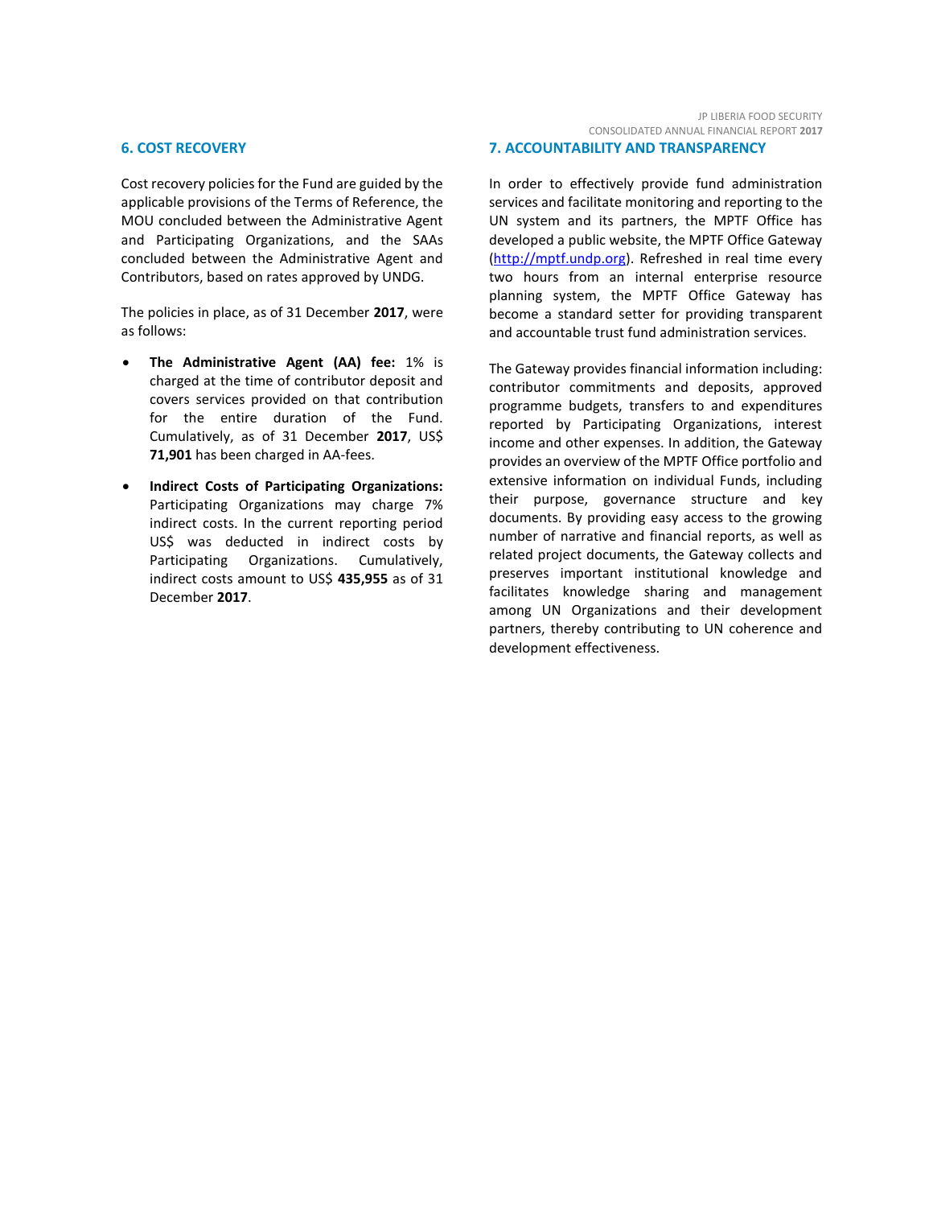## 6. COST RECOVERY

Cost recovery policies for the Fund are guided by the applicable provisions of the Terms of Reference, the MOU concluded between the Administrative Agent and Participating Organizations, and the SAAs concluded between the Administrative Agent and Contributors, based on rates approved by UNDG.

The policies in place, as of 31 December **2017**, were as follows:

- **The Administrative Agent (AA) fee:** 1% is charged at the time of contributor deposit and covers services provided on that contribution for the entire duration of the Fund. Cumulatively, as of 31 December **2017**, US$ **71,901** has been charged in AA-fees.
- **Indirect Costs of Participating Organizations:** Participating Organizations may charge 7% indirect costs. In the current reporting period US$ was deducted in indirect costs by Participating Organizations. Cumulatively, indirect costs amount to US$ **435,955** as of 31 December **2017**.

## 7. ACCOUNTABILITY AND TRANSPARENCY

In order to effectively provide fund administration services and facilitate monitoring and reporting to the UN system and its partners, the MPTF Office has developed a public website, the MPTF Office Gateway (http://mptf.undp.org). Refreshed in real time every two hours from an internal enterprise resource planning system, the MPTF Office Gateway has become a standard setter for providing transparent and accountable trust fund administration services.

The Gateway provides financial information including: contributor commitments and deposits, approved programme budgets, transfers to and expenditures reported by Participating Organizations, interest income and other expenses. In addition, the Gateway provides an overview of the MPTF Office portfolio and extensive information on individual Funds, including their purpose, governance structure and key documents. By providing easy access to the growing number of narrative and financial reports, as well as related project documents, the Gateway collects and preserves important institutional knowledge and facilitates knowledge sharing and management among UN Organizations and their development partners, thereby contributing to UN coherence and development effectiveness.